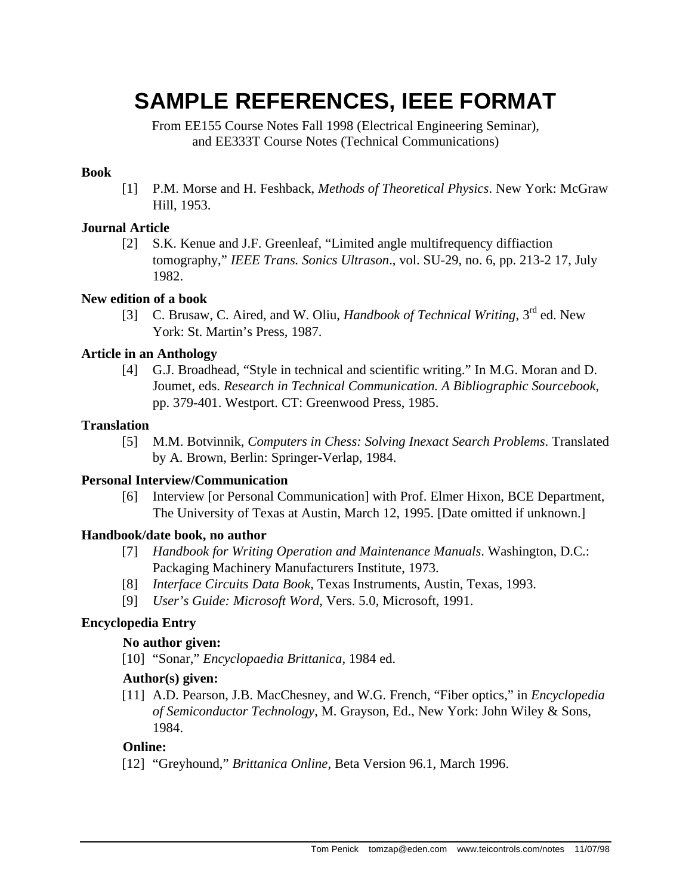# SAMPLE REFERENCES, IEEE FORMAT

From EE155 Course Notes Fall 1998 (Electrical Engineering Seminar), and EE333T Course Notes (Technical Communications)

**Book**

[1] P.M. Morse and H. Feshback, *Methods of Theoretical Physics*. New York: McGraw Hill, 1953.

**Journal Article**

[2] S.K. Kenue and J.F. Greenleaf, "Limited angle multifrequency diffiaction tomography," *IEEE Trans. Sonics Ultrason*., vol. SU-29, no. 6, pp. 213-2 17, July 1982.

**New edition of a book**

[3] C. Brusaw, C. Aired, and W. Oliu, *Handbook of Technical Writing*, 3rd ed. New York: St. Martin's Press, 1987.

**Article in an Anthology**

[4] G.J. Broadhead, "Style in technical and scientific writing." In M.G. Moran and D. Joumet, eds. *Research in Technical Communication. A Bibliographic Sourcebook*, pp. 379-401. Westport. CT: Greenwood Press, 1985.

**Translation**

[5] M.M. Botvinnik, *Computers in Chess: Solving Inexact Search Problems*. Translated by A. Brown, Berlin: Springer-Verlap, 1984.

**Personal Interview/Communication**

[6] Interview [or Personal Communication] with Prof. Elmer Hixon, BCE Department, The University of Texas at Austin, March 12, 1995. [Date omitted if unknown.]

**Handbook/date book, no author**

[7] *Handbook for Writing Operation and Maintenance Manuals*. Washington, D.C.: Packaging Machinery Manufacturers Institute, 1973.

[8] *Interface Circuits Data Book*, Texas Instruments, Austin, Texas, 1993.

[9] *User's Guide: Microsoft Word*, Vers. 5.0, Microsoft, 1991.

**Encyclopedia Entry**

**No author given:**

[10] "Sonar," *Encyclopaedia Brittanica*, 1984 ed.

**Author(s) given:**

[11] A.D. Pearson, J.B. MacChesney, and W.G. French, "Fiber optics," in *Encyclopedia of Semiconductor Technology*, M. Grayson, Ed., New York: John Wiley & Sons, 1984.

**Online:**

[12] "Greyhound," *Brittanica Online*, Beta Version 96.1, March 1996.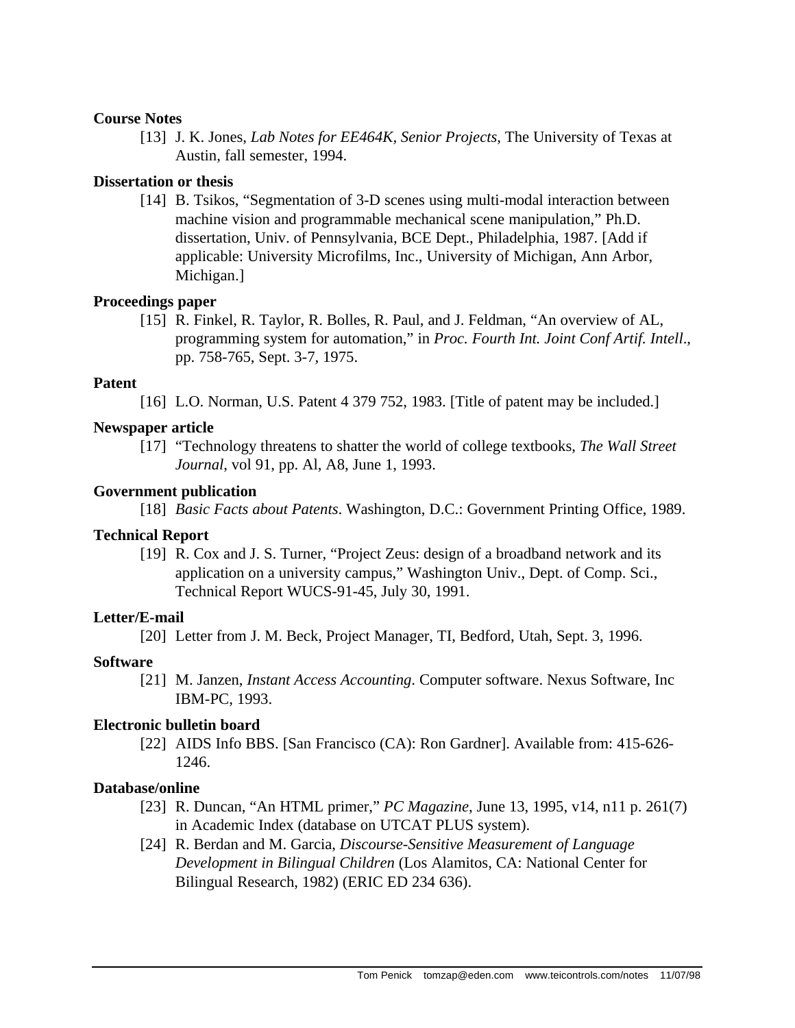**Course Notes**

[13] J. K. Jones, *Lab Notes for EE464K, Senior Projects*, The University of Texas at Austin, fall semester, 1994.

**Dissertation or thesis**

[14] B. Tsikos, "Segmentation of 3-D scenes using multi-modal interaction between machine vision and programmable mechanical scene manipulation," Ph.D. dissertation, Univ. of Pennsylvania, BCE Dept., Philadelphia, 1987. [Add if applicable: University Microfilms, Inc., University of Michigan, Ann Arbor, Michigan.]

**Proceedings paper**

[15] R. Finkel, R. Taylor, R. Bolles, R. Paul, and J. Feldman, "An overview of AL, programming system for automation," in *Proc. Fourth Int. Joint Conf Artif. Intell*., pp. 758-765, Sept. 3-7, 1975.

**Patent**

[16] L.O. Norman, U.S. Patent 4 379 752, 1983. [Title of patent may be included.]

**Newspaper article**

[17] "Technology threatens to shatter the world of college textbooks, *The Wall Street Journal*, vol 91, pp. Al, A8, June 1, 1993.

**Government publication**

[18] *Basic Facts about Patents*. Washington, D.C.: Government Printing Office, 1989.

**Technical Report**

[19] R. Cox and J. S. Turner, "Project Zeus: design of a broadband network and its application on a university campus," Washington Univ., Dept. of Comp. Sci., Technical Report WUCS-91-45, July 30, 1991.

**Letter/E-mail**

[20] Letter from J. M. Beck, Project Manager, TI, Bedford, Utah, Sept. 3, 1996.

**Software**

[21] M. Janzen, *Instant Access Accounting*. Computer software. Nexus Software, Inc IBM-PC, 1993.

**Electronic bulletin board**

[22] AIDS Info BBS. [San Francisco (CA): Ron Gardner]. Available from: 415-626-1246.

**Database/online**

[23] R. Duncan, "An HTML primer," *PC Magazine*, June 13, 1995, v14, n11 p. 261(7) in Academic Index (database on UTCAT PLUS system).

[24] R. Berdan and M. Garcia, *Discourse-Sensitive Measurement of Language Development in Bilingual Children* (Los Alamitos, CA: National Center for Bilingual Research, 1982) (ERIC ED 234 636).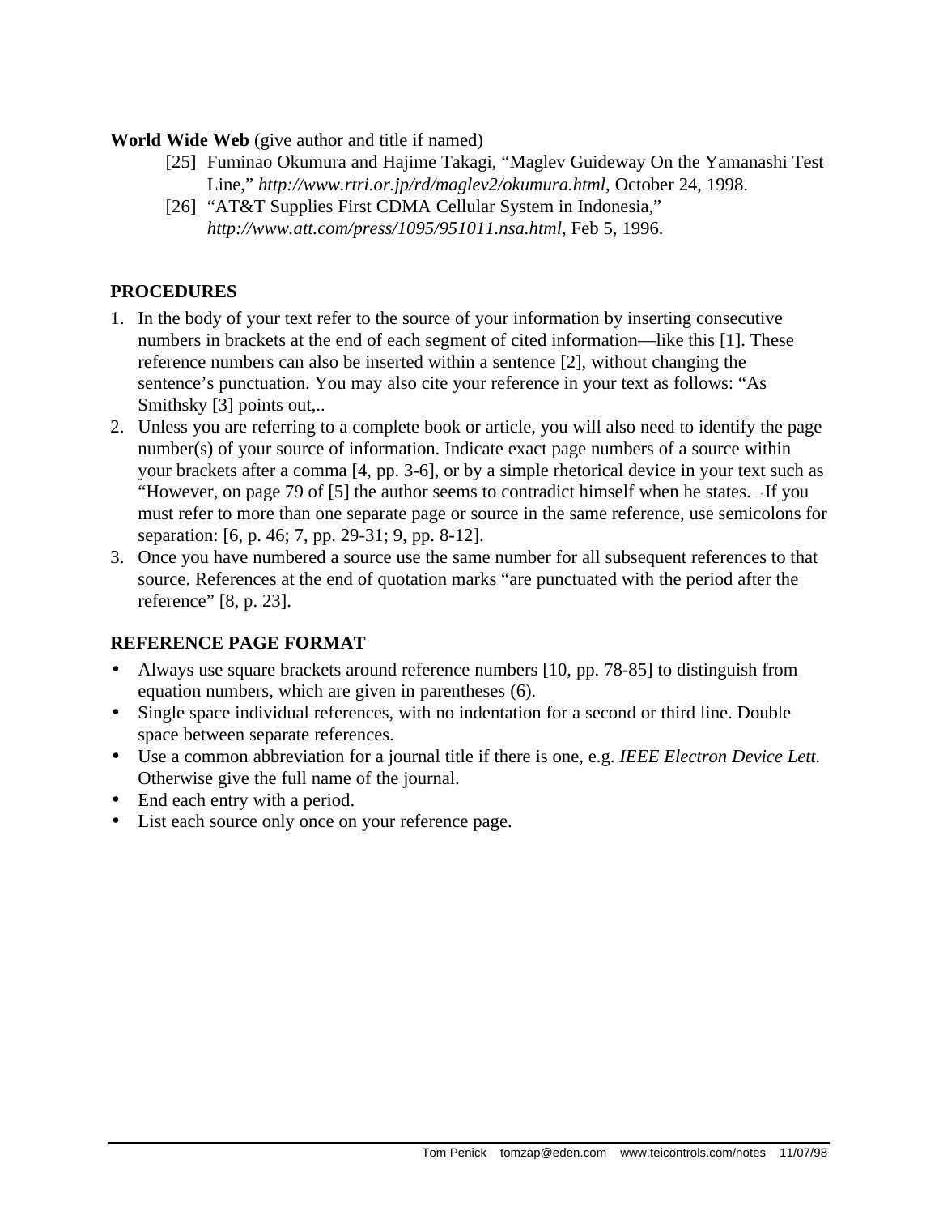**World Wide Web** (give author and title if named)

[25] Fuminao Okumura and Hajime Takagi, "Maglev Guideway On the Yamanashi Test Line," *http://www.rtri.or.jp/rd/maglev2/okumura.html*, October 24, 1998.

[26] "AT&T Supplies First CDMA Cellular System in Indonesia," *http://www.att.com/press/1095/951011.nsa.html*, Feb 5, 1996.

## PROCEDURES

1. In the body of your text refer to the source of your information by inserting consecutive numbers in brackets at the end of each segment of cited information—like this [1]. These reference numbers can also be inserted within a sentence [2], without changing the sentence's punctuation. You may also cite your reference in your text as follows: "As Smithsky [3] points out,..
2. Unless you are referring to a complete book or article, you will also need to identify the page number(s) of your source of information. Indicate exact page numbers of a source within your brackets after a comma [4, pp. 3-6], or by a simple rhetorical device in your text such as "However, on page 79 of [5] the author seems to contradict himself when he states. .. If you must refer to more than one separate page or source in the same reference, use semicolons for separation: [6, p. 46; 7, pp. 29-31; 9, pp. 8-12].
3. Once you have numbered a source use the same number for all subsequent references to that source. References at the end of quotation marks "are punctuated with the period after the reference" [8, p. 23].

## REFERENCE PAGE FORMAT

- Always use square brackets around reference numbers [10, pp. 78-85] to distinguish from equation numbers, which are given in parentheses (6).
- Single space individual references, with no indentation for a second or third line. Double space between separate references.
- Use a common abbreviation for a journal title if there is one, e.g. *IEEE Electron Device Lett.* Otherwise give the full name of the journal.
- End each entry with a period.
- List each source only once on your reference page.